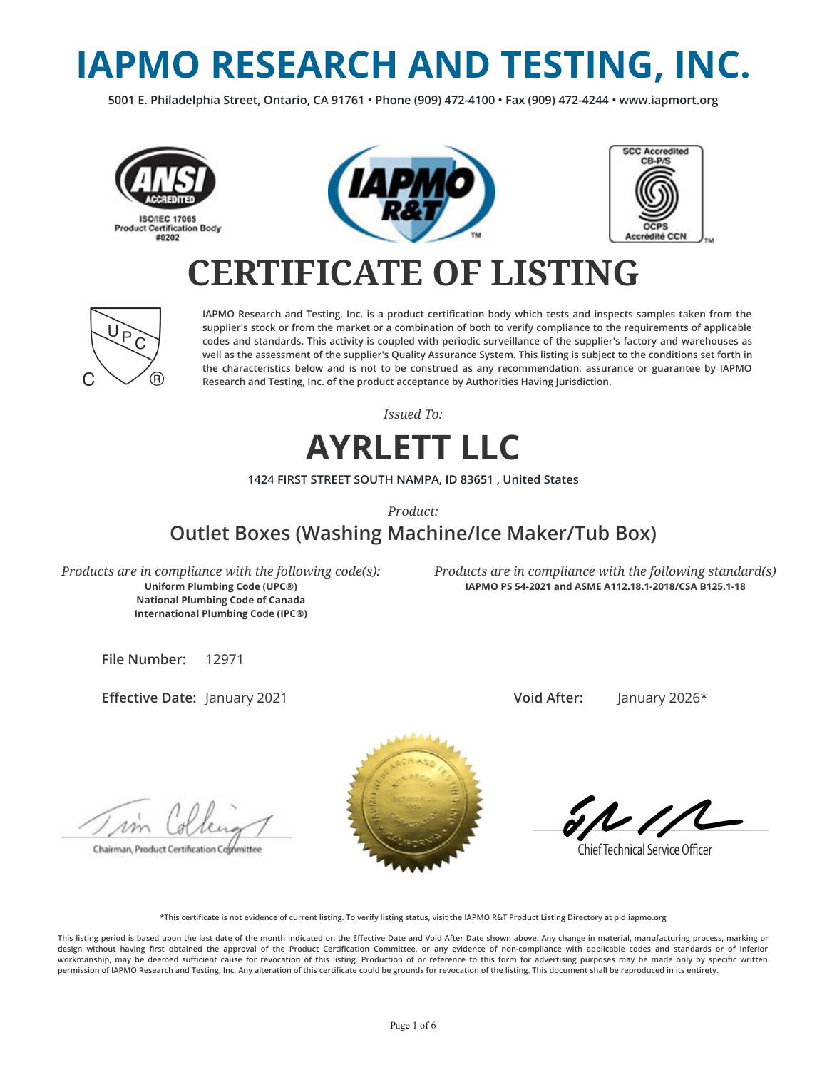# IAPMO RESEARCH AND TESTING, INC.

**5001 E. Philadelphia Street, Ontario, CA 91761 • Phone (909) 472-4100 • Fax (909) 472-4244 • www.iapmort.org**

ANSI ACCREDITED
ISO/IEC 17065
Product Certification Body
#0202

SCC Accredited
CB-P/S
OCPS
Accrédité CCN

# CERTIFICATE OF LISTING

IAPMO Research and Testing, Inc. is a product certification body which tests and inspects samples taken from the supplier's stock or from the market or a combination of both to verify compliance to the requirements of applicable codes and standards. This activity is coupled with periodic surveillance of the supplier's factory and warehouses as well as the assessment of the supplier's Quality Assurance System. This listing is subject to the conditions set forth in the characteristics below and is not to be construed as any recommendation, assurance or guarantee by IAPMO Research and Testing, Inc. of the product acceptance by Authorities Having Jurisdiction.

*Issued To:*

## AYRLETT LLC

1424 FIRST STREET SOUTH NAMPA, ID 83651 , United States

*Product:*

### Outlet Boxes (Washing Machine/Ice Maker/Tub Box)

*Products are in compliance with the following code(s):*
**Uniform Plumbing Code (UPC®)**
**National Plumbing Code of Canada**
**International Plumbing Code (IPC®)**

*Products are in compliance with the following standard(s)*
**IAPMO PS 54-2021 and ASME A112.18.1-2018/CSA B125.1-18**

**File Number:** 12971

**Effective Date:** January 2021

**Void After:** January 2026*

Chairman, Product Certification Committee

Chief Technical Service Officer

*This certificate is not evidence of current listing. To verify listing status, visit the IAPMO R&T Product Listing Directory at pld.iapmo.org

This listing period is based upon the last date of the month indicated on the Effective Date and Void After Date shown above. Any change in material, manufacturing process, marking or design without having first obtained the approval of the Product Certification Committee, or any evidence of non-compliance with applicable codes and standards or of inferior workmanship, may be deemed sufficient cause for revocation of this listing. Production of or reference to this form for advertising purposes may be made only by specific written permission of IAPMO Research and Testing, Inc. Any alteration of this certificate could be grounds for revocation of the listing. This document shall be reproduced in its entirety.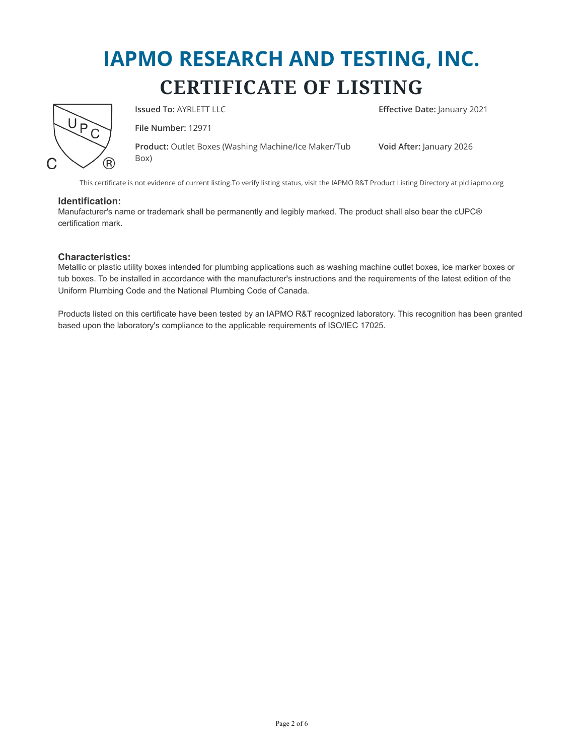# IAPMO RESEARCH AND TESTING, INC.

# CERTIFICATE OF LISTING

**Issued To:** AYRLETT LLC

**Effective Date:** January 2021

**File Number:** 12971

**Product:** Outlet Boxes (Washing Machine/Ice Maker/Tub Box)

**Void After:** January 2026

This certificate is not evidence of current listing.To verify listing status, visit the IAPMO R&T Product Listing Directory at pld.iapmo.org

### Identification:

Manufacturer's name or trademark shall be permanently and legibly marked. The product shall also bear the cUPC® certification mark.

### Characteristics:

Metallic or plastic utility boxes intended for plumbing applications such as washing machine outlet boxes, ice marker boxes or tub boxes. To be installed in accordance with the manufacturer's instructions and the requirements of the latest edition of the Uniform Plumbing Code and the National Plumbing Code of Canada.

Products listed on this certificate have been tested by an IAPMO R&T recognized laboratory. This recognition has been granted based upon the laboratory's compliance to the applicable requirements of ISO/IEC 17025.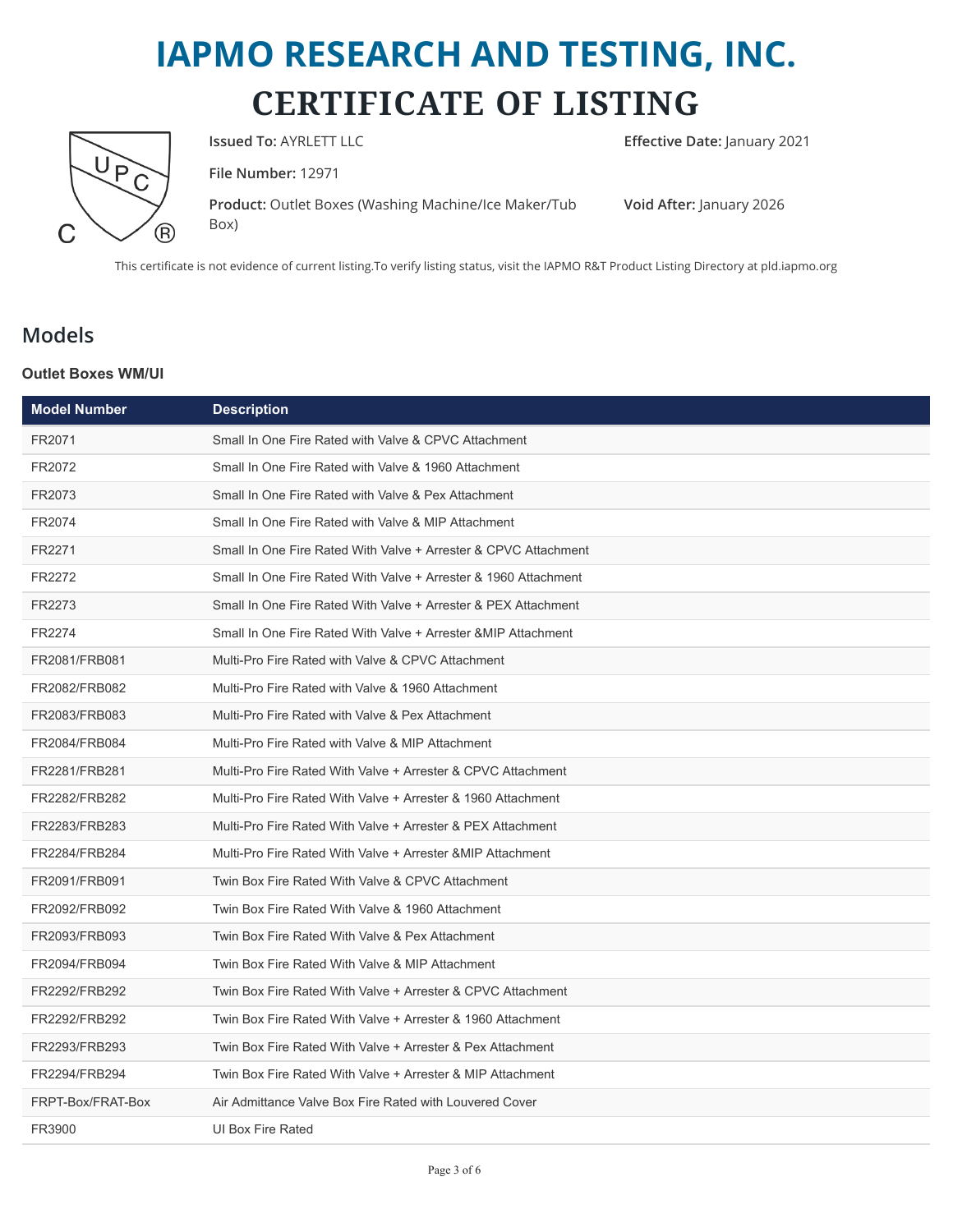# IAPMO RESEARCH AND TESTING, INC.

# CERTIFICATE OF LISTING

**Issued To:** AYRLETT LLC

**Effective Date:** January 2021

**File Number:** 12971

**Product:** Outlet Boxes (Washing Machine/Ice Maker/Tub Box)

**Void After:** January 2026

This certificate is not evidence of current listing.To verify listing status, visit the IAPMO R&T Product Listing Directory at pld.iapmo.org

## Models

### Outlet Boxes WM/UI

| Model Number | Description |
|---|---|
| FR2071 | Small In One Fire Rated with Valve & CPVC Attachment |
| FR2072 | Small In One Fire Rated with Valve & 1960 Attachment |
| FR2073 | Small In One Fire Rated with Valve & Pex Attachment |
| FR2074 | Small In One Fire Rated with Valve & MIP Attachment |
| FR2271 | Small In One Fire Rated With Valve + Arrester & CPVC Attachment |
| FR2272 | Small In One Fire Rated With Valve + Arrester & 1960 Attachment |
| FR2273 | Small In One Fire Rated With Valve + Arrester & PEX Attachment |
| FR2274 | Small In One Fire Rated With Valve + Arrester &MIP Attachment |
| FR2081/FRB081 | Multi-Pro Fire Rated with Valve & CPVC Attachment |
| FR2082/FRB082 | Multi-Pro Fire Rated with Valve & 1960 Attachment |
| FR2083/FRB083 | Multi-Pro Fire Rated with Valve & Pex Attachment |
| FR2084/FRB084 | Multi-Pro Fire Rated with Valve & MIP Attachment |
| FR2281/FRB281 | Multi-Pro Fire Rated With Valve + Arrester & CPVC Attachment |
| FR2282/FRB282 | Multi-Pro Fire Rated With Valve + Arrester & 1960 Attachment |
| FR2283/FRB283 | Multi-Pro Fire Rated With Valve + Arrester & PEX Attachment |
| FR2284/FRB284 | Multi-Pro Fire Rated With Valve + Arrester &MIP Attachment |
| FR2091/FRB091 | Twin Box Fire Rated With Valve & CPVC Attachment |
| FR2092/FRB092 | Twin Box Fire Rated With Valve & 1960 Attachment |
| FR2093/FRB093 | Twin Box Fire Rated With Valve & Pex Attachment |
| FR2094/FRB094 | Twin Box Fire Rated With Valve & MIP Attachment |
| FR2292/FRB292 | Twin Box Fire Rated With Valve + Arrester & CPVC Attachment |
| FR2292/FRB292 | Twin Box Fire Rated With Valve + Arrester & 1960 Attachment |
| FR2293/FRB293 | Twin Box Fire Rated With Valve + Arrester & Pex Attachment |
| FR2294/FRB294 | Twin Box Fire Rated With Valve + Arrester & MIP Attachment |
| FRPT-Box/FRAT-Box | Air Admittance Valve Box Fire Rated with Louvered Cover |
| FR3900 | UI Box Fire Rated |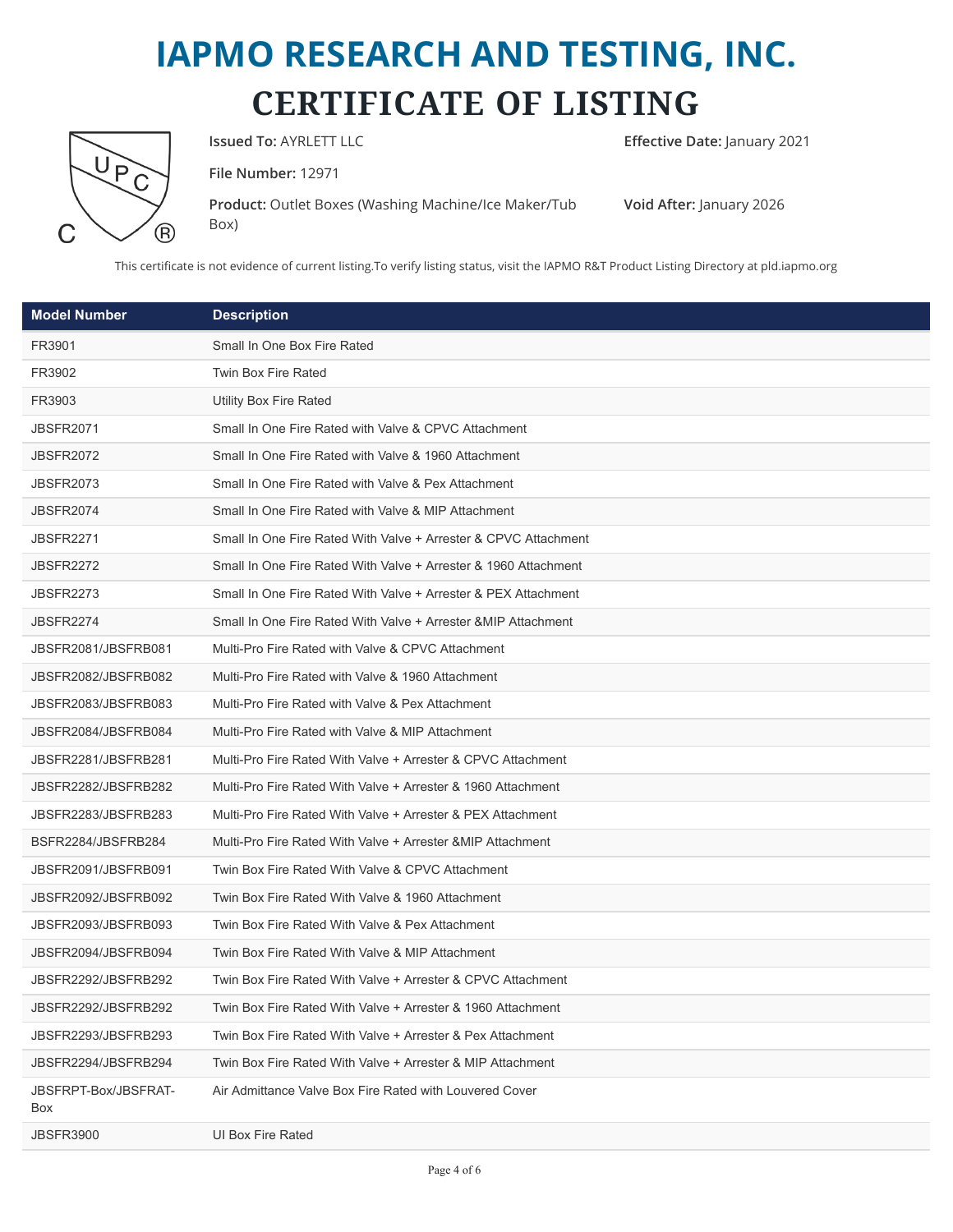# IAPMO RESEARCH AND TESTING, INC.

# CERTIFICATE OF LISTING

**Issued To:** AYRLETT LLC

**Effective Date:** January 2021

**File Number:** 12971

**Product:** Outlet Boxes (Washing Machine/Ice Maker/Tub Box)

**Void After:** January 2026

This certificate is not evidence of current listing.To verify listing status, visit the IAPMO R&T Product Listing Directory at pld.iapmo.org

| Model Number | Description |
| --- | --- |
| FR3901 | Small In One Box Fire Rated |
| FR3902 | Twin Box Fire Rated |
| FR3903 | Utility Box Fire Rated |
| JBSFR2071 | Small In One Fire Rated with Valve & CPVC Attachment |
| JBSFR2072 | Small In One Fire Rated with Valve & 1960 Attachment |
| JBSFR2073 | Small In One Fire Rated with Valve & Pex Attachment |
| JBSFR2074 | Small In One Fire Rated with Valve & MIP Attachment |
| JBSFR2271 | Small In One Fire Rated With Valve + Arrester & CPVC Attachment |
| JBSFR2272 | Small In One Fire Rated With Valve + Arrester & 1960 Attachment |
| JBSFR2273 | Small In One Fire Rated With Valve + Arrester & PEX Attachment |
| JBSFR2274 | Small In One Fire Rated With Valve + Arrester &MIP Attachment |
| JBSFR2081/JBSFRB081 | Multi-Pro Fire Rated with Valve & CPVC Attachment |
| JBSFR2082/JBSFRB082 | Multi-Pro Fire Rated with Valve & 1960 Attachment |
| JBSFR2083/JBSFRB083 | Multi-Pro Fire Rated with Valve & Pex Attachment |
| JBSFR2084/JBSFRB084 | Multi-Pro Fire Rated with Valve & MIP Attachment |
| JBSFR2281/JBSFRB281 | Multi-Pro Fire Rated With Valve + Arrester & CPVC Attachment |
| JBSFR2282/JBSFRB282 | Multi-Pro Fire Rated With Valve + Arrester & 1960 Attachment |
| JBSFR2283/JBSFRB283 | Multi-Pro Fire Rated With Valve + Arrester & PEX Attachment |
| BSFR2284/JBSFRB284 | Multi-Pro Fire Rated With Valve + Arrester &MIP Attachment |
| JBSFR2091/JBSFRB091 | Twin Box Fire Rated With Valve & CPVC Attachment |
| JBSFR2092/JBSFRB092 | Twin Box Fire Rated With Valve & 1960 Attachment |
| JBSFR2093/JBSFRB093 | Twin Box Fire Rated With Valve & Pex Attachment |
| JBSFR2094/JBSFRB094 | Twin Box Fire Rated With Valve & MIP Attachment |
| JBSFR2292/JBSFRB292 | Twin Box Fire Rated With Valve + Arrester & CPVC Attachment |
| JBSFR2292/JBSFRB292 | Twin Box Fire Rated With Valve + Arrester & 1960 Attachment |
| JBSFR2293/JBSFRB293 | Twin Box Fire Rated With Valve + Arrester & Pex Attachment |
| JBSFR2294/JBSFRB294 | Twin Box Fire Rated With Valve + Arrester & MIP Attachment |
| JBSFRPT-Box/JBSFRAT-Box | Air Admittance Valve Box Fire Rated with Louvered Cover |
| JBSFR3900 | UI Box Fire Rated |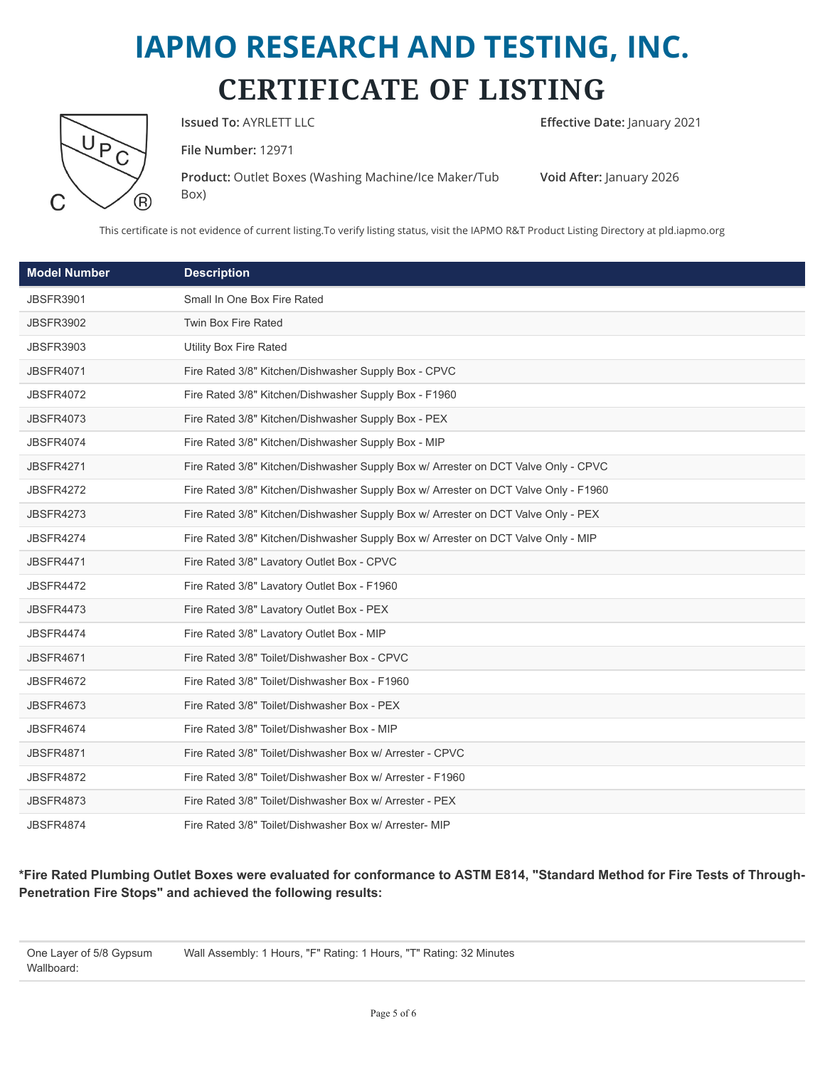# IAPMO RESEARCH AND TESTING, INC.

# CERTIFICATE OF LISTING

**Issued To:** AYRLETT LLC

**Effective Date:** January 2021

**File Number:** 12971

**Product:** Outlet Boxes (Washing Machine/Ice Maker/Tub Box)

**Void After:** January 2026

This certificate is not evidence of current listing.To verify listing status, visit the IAPMO R&T Product Listing Directory at pld.iapmo.org

| Model Number | Description |
|---|---|
| JBSFR3901 | Small In One Box Fire Rated |
| JBSFR3902 | Twin Box Fire Rated |
| JBSFR3903 | Utility Box Fire Rated |
| JBSFR4071 | Fire Rated 3/8" Kitchen/Dishwasher Supply Box - CPVC |
| JBSFR4072 | Fire Rated 3/8" Kitchen/Dishwasher Supply Box - F1960 |
| JBSFR4073 | Fire Rated 3/8" Kitchen/Dishwasher Supply Box - PEX |
| JBSFR4074 | Fire Rated 3/8" Kitchen/Dishwasher Supply Box - MIP |
| JBSFR4271 | Fire Rated 3/8" Kitchen/Dishwasher Supply Box w/ Arrester on DCT Valve Only - CPVC |
| JBSFR4272 | Fire Rated 3/8" Kitchen/Dishwasher Supply Box w/ Arrester on DCT Valve Only - F1960 |
| JBSFR4273 | Fire Rated 3/8" Kitchen/Dishwasher Supply Box w/ Arrester on DCT Valve Only - PEX |
| JBSFR4274 | Fire Rated 3/8" Kitchen/Dishwasher Supply Box w/ Arrester on DCT Valve Only - MIP |
| JBSFR4471 | Fire Rated 3/8" Lavatory Outlet Box - CPVC |
| JBSFR4472 | Fire Rated 3/8" Lavatory Outlet Box - F1960 |
| JBSFR4473 | Fire Rated 3/8" Lavatory Outlet Box - PEX |
| JBSFR4474 | Fire Rated 3/8" Lavatory Outlet Box - MIP |
| JBSFR4671 | Fire Rated 3/8" Toilet/Dishwasher Box - CPVC |
| JBSFR4672 | Fire Rated 3/8" Toilet/Dishwasher Box - F1960 |
| JBSFR4673 | Fire Rated 3/8" Toilet/Dishwasher Box - PEX |
| JBSFR4674 | Fire Rated 3/8" Toilet/Dishwasher Box - MIP |
| JBSFR4871 | Fire Rated 3/8" Toilet/Dishwasher Box w/ Arrester - CPVC |
| JBSFR4872 | Fire Rated 3/8" Toilet/Dishwasher Box w/ Arrester - F1960 |
| JBSFR4873 | Fire Rated 3/8" Toilet/Dishwasher Box w/ Arrester - PEX |
| JBSFR4874 | Fire Rated 3/8" Toilet/Dishwasher Box w/ Arrester- MIP |

**\*Fire Rated Plumbing Outlet Boxes were evaluated for conformance to ASTM E814, "Standard Method for Fire Tests of Through-Penetration Fire Stops" and achieved the following results:**

| | |
|---|---|
| One Layer of 5/8 Gypsum Wallboard: | Wall Assembly: 1 Hours, "F" Rating: 1 Hours, "T" Rating: 32 Minutes |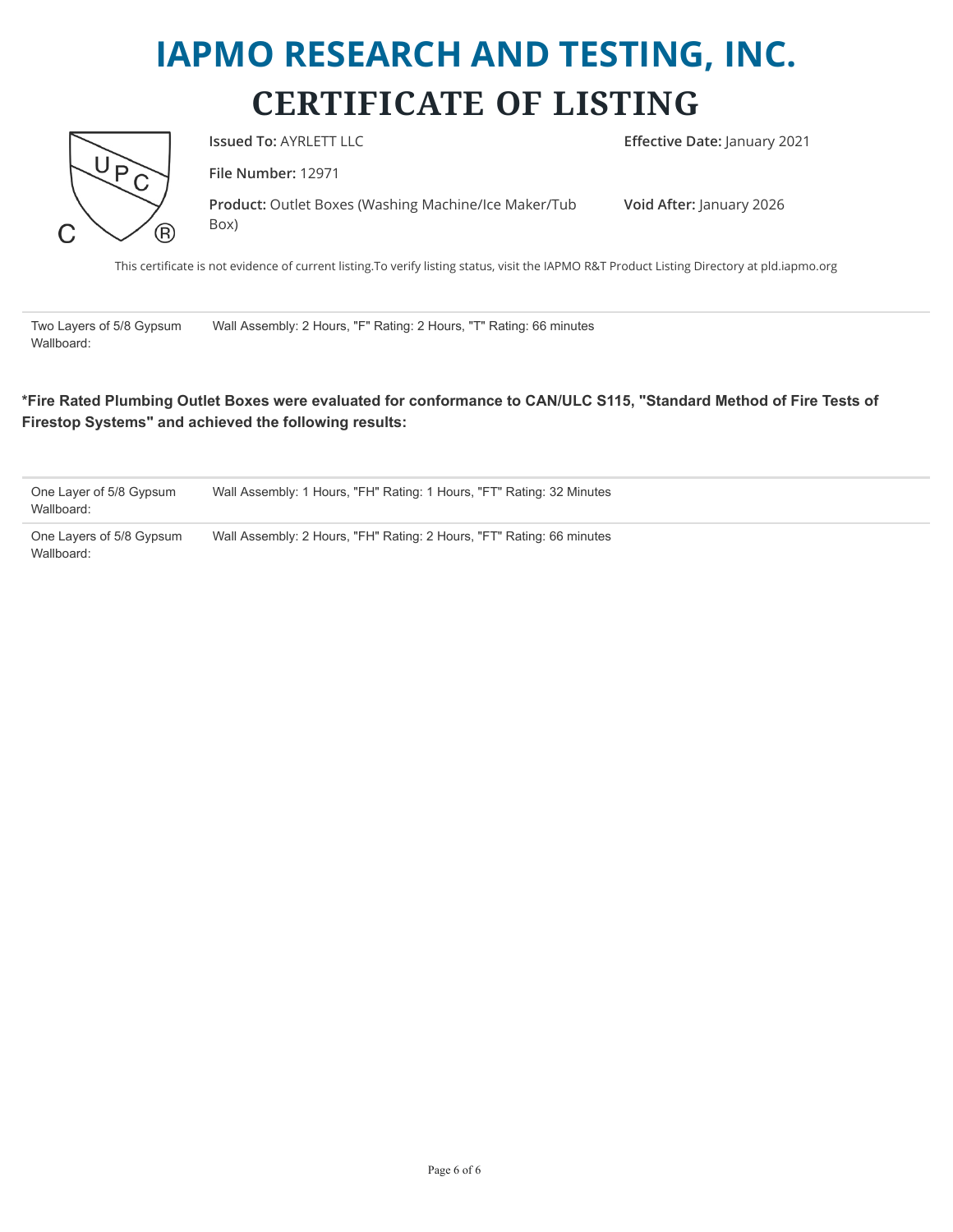# IAPMO RESEARCH AND TESTING, INC.

# CERTIFICATE OF LISTING

**Issued To:** AYRLETT LLC

**Effective Date:** January 2021

**File Number:** 12971

**Product:** Outlet Boxes (Washing Machine/Ice Maker/Tub Box)

**Void After:** January 2026

This certificate is not evidence of current listing.To verify listing status, visit the IAPMO R&T Product Listing Directory at pld.iapmo.org

| | |
|---|---|
| Two Layers of 5/8 Gypsum Wallboard: | Wall Assembly: 2 Hours, "F" Rating: 2 Hours, "T" Rating: 66 minutes |

**\*Fire Rated Plumbing Outlet Boxes were evaluated for conformance to CAN/ULC S115, "Standard Method of Fire Tests of Firestop Systems" and achieved the following results:**

| | |
|---|---|
| One Layer of 5/8 Gypsum Wallboard: | Wall Assembly: 1 Hours, "FH" Rating: 1 Hours, "FT" Rating: 32 Minutes |
| One Layers of 5/8 Gypsum Wallboard: | Wall Assembly: 2 Hours, "FH" Rating: 2 Hours, "FT" Rating: 66 minutes |